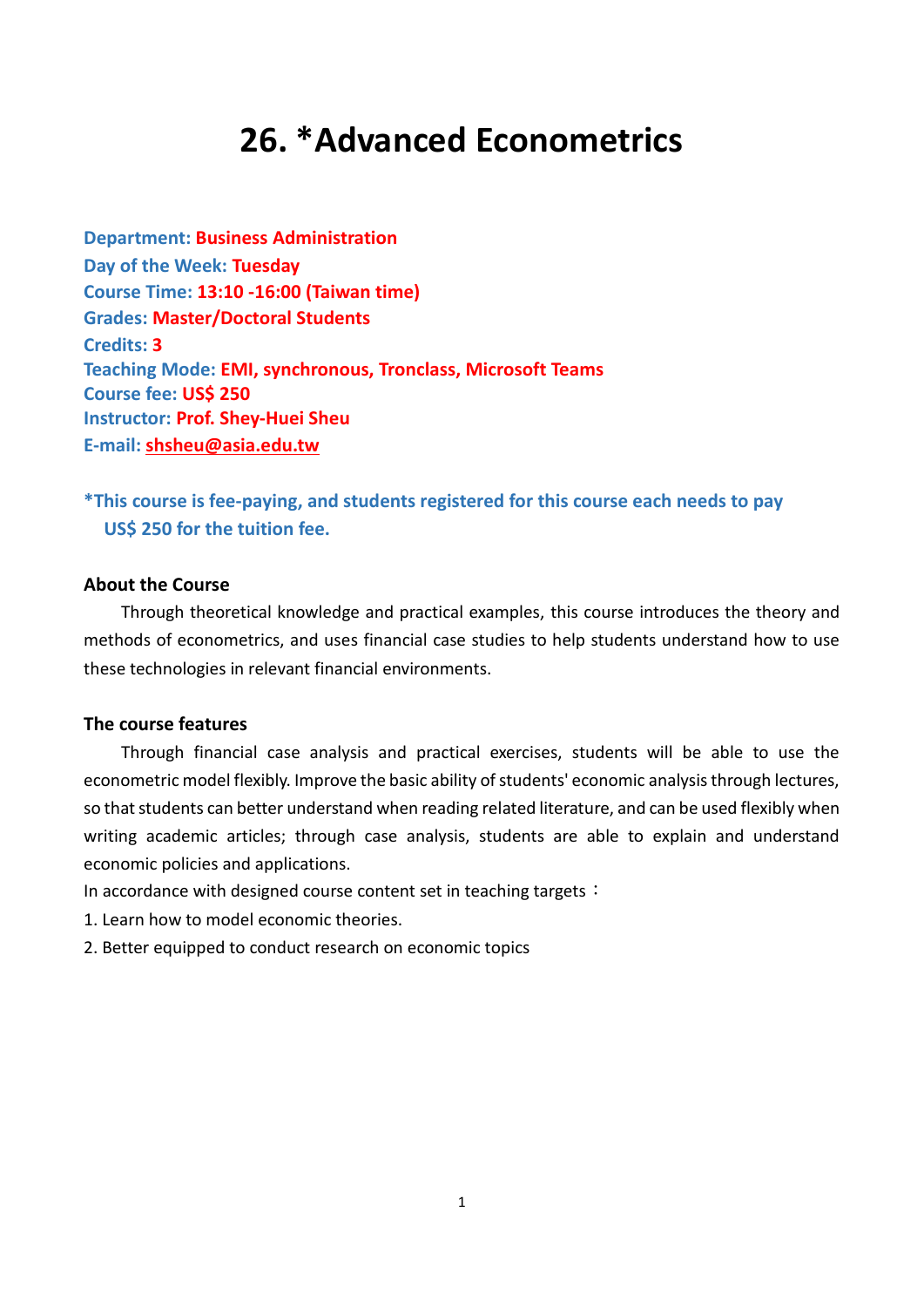# 26. *Advanced Econometrics

**Department: Business Administration**
**Day of the Week: Tuesday**
**Course Time: 13:10 -16:00 (Taiwan time)**
**Grades: Master/Doctoral Students**
**Credits: 3**
**Teaching Mode: EMI, synchronous, Tronclass, Microsoft Teams**
**Course fee: US$ 250**
**Instructor: Prof. Shey-Huei Sheu**
**E-mail: shsheu@asia.edu.tw**

**\*This course is fee-paying, and students registered for this course each needs to pay US$ 250 for the tuition fee.**

### About the Course

Through theoretical knowledge and practical examples, this course introduces the theory and methods of econometrics, and uses financial case studies to help students understand how to use these technologies in relevant financial environments.

### The course features

Through financial case analysis and practical exercises, students will be able to use the econometric model flexibly. Improve the basic ability of students' economic analysis through lectures, so that students can better understand when reading related literature, and can be used flexibly when writing academic articles; through case analysis, students are able to explain and understand economic policies and applications.

In accordance with designed course content set in teaching targets：

1. Learn how to model economic theories.
2. Better equipped to conduct research on economic topics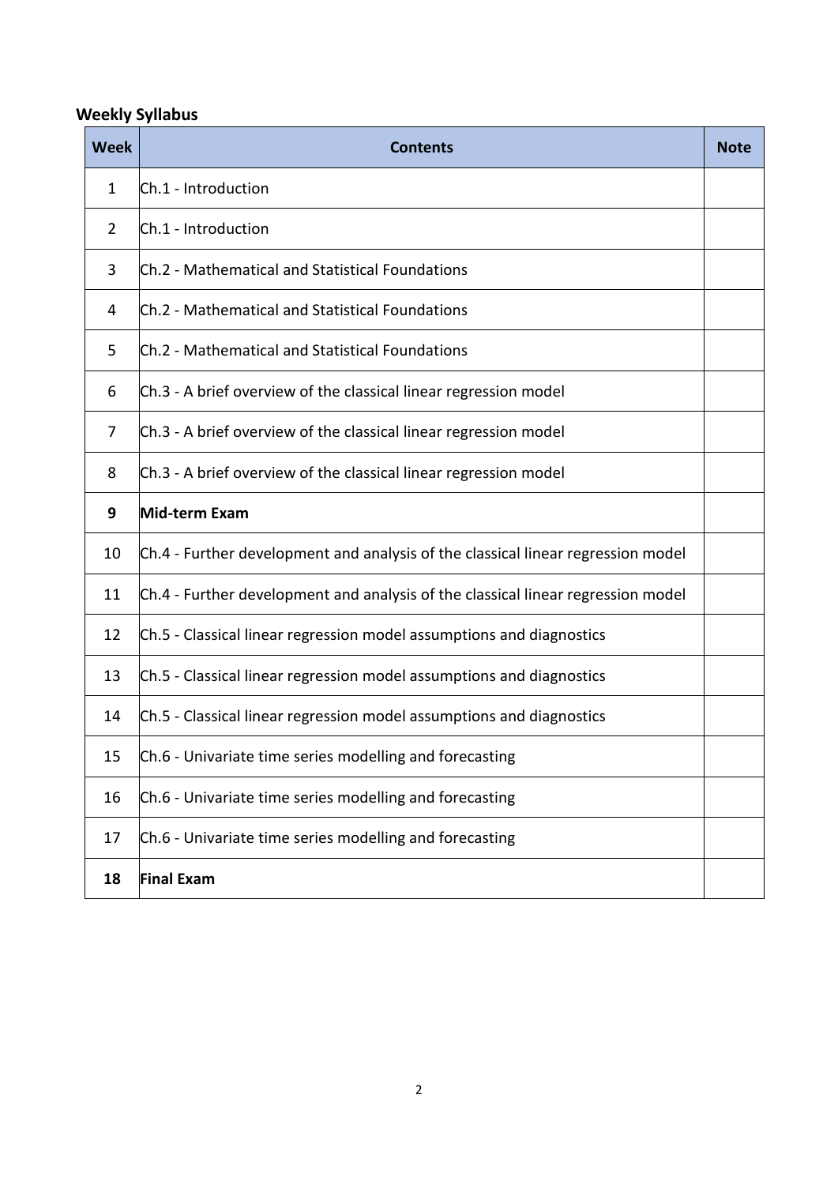**Weekly Syllabus**

| Week | Contents | Note |
|---|---|---|
| 1 | Ch.1 - Introduction | |
| 2 | Ch.1 - Introduction | |
| 3 | Ch.2 - Mathematical and Statistical Foundations | |
| 4 | Ch.2 - Mathematical and Statistical Foundations | |
| 5 | Ch.2 - Mathematical and Statistical Foundations | |
| 6 | Ch.3 - A brief overview of the classical linear regression model | |
| 7 | Ch.3 - A brief overview of the classical linear regression model | |
| 8 | Ch.3 - A brief overview of the classical linear regression model | |
| **9** | **Mid-term Exam** | |
| 10 | Ch.4 - Further development and analysis of the classical linear regression model | |
| 11 | Ch.4 - Further development and analysis of the classical linear regression model | |
| 12 | Ch.5 - Classical linear regression model assumptions and diagnostics | |
| 13 | Ch.5 - Classical linear regression model assumptions and diagnostics | |
| 14 | Ch.5 - Classical linear regression model assumptions and diagnostics | |
| 15 | Ch.6 - Univariate time series modelling and forecasting | |
| 16 | Ch.6 - Univariate time series modelling and forecasting | |
| 17 | Ch.6 - Univariate time series modelling and forecasting | |
| **18** | **Final Exam** | |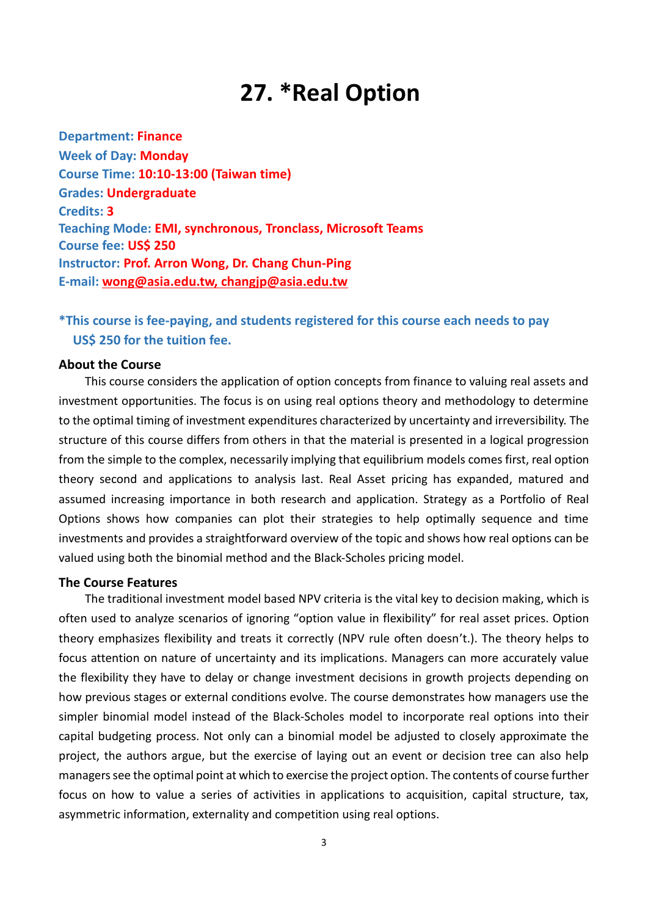# 27. *Real Option

**Department:** **Finance**
**Week of Day:** **Monday**
**Course Time:** **10:10-13:00 (Taiwan time)**
**Grades:** **Undergraduate**
**Credits:** **3**
**Teaching Mode:** **EMI, synchronous, Tronclass, Microsoft Teams**
**Course fee:** **US$ 250**
**Instructor:** **Prof. Arron Wong, Dr. Chang Chun-Ping**
**E-mail:** **wong@asia.edu.tw, changjp@asia.edu.tw**

**\*This course is fee-paying, and students registered for this course each needs to pay US$ 250 for the tuition fee.**

### About the Course

This course considers the application of option concepts from finance to valuing real assets and investment opportunities. The focus is on using real options theory and methodology to determine to the optimal timing of investment expenditures characterized by uncertainty and irreversibility. The structure of this course differs from others in that the material is presented in a logical progression from the simple to the complex, necessarily implying that equilibrium models comes first, real option theory second and applications to analysis last. Real Asset pricing has expanded, matured and assumed increasing importance in both research and application. Strategy as a Portfolio of Real Options shows how companies can plot their strategies to help optimally sequence and time investments and provides a straightforward overview of the topic and shows how real options can be valued using both the binomial method and the Black-Scholes pricing model.

### The Course Features

The traditional investment model based NPV criteria is the vital key to decision making, which is often used to analyze scenarios of ignoring "option value in flexibility" for real asset prices. Option theory emphasizes flexibility and treats it correctly (NPV rule often doesn't.). The theory helps to focus attention on nature of uncertainty and its implications. Managers can more accurately value the flexibility they have to delay or change investment decisions in growth projects depending on how previous stages or external conditions evolve. The course demonstrates how managers use the simpler binomial model instead of the Black-Scholes model to incorporate real options into their capital budgeting process. Not only can a binomial model be adjusted to closely approximate the project, the authors argue, but the exercise of laying out an event or decision tree can also help managers see the optimal point at which to exercise the project option. The contents of course further focus on how to value a series of activities in applications to acquisition, capital structure, tax, asymmetric information, externality and competition using real options.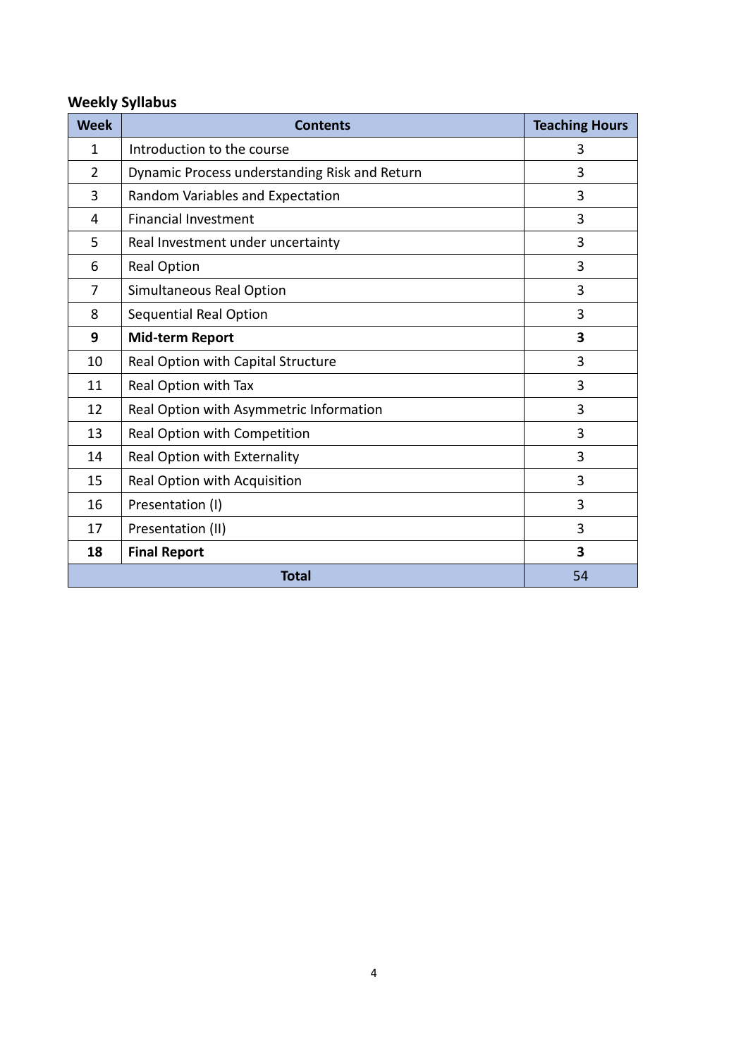**Weekly Syllabus**

| Week | Contents | Teaching Hours |
|---|---|---|
| 1 | Introduction to the course | 3 |
| 2 | Dynamic Process understanding Risk and Return | 3 |
| 3 | Random Variables and Expectation | 3 |
| 4 | Financial Investment | 3 |
| 5 | Real Investment under uncertainty | 3 |
| 6 | Real Option | 3 |
| 7 | Simultaneous Real Option | 3 |
| 8 | Sequential Real Option | 3 |
| **9** | **Mid-term Report** | **3** |
| 10 | Real Option with Capital Structure | 3 |
| 11 | Real Option with Tax | 3 |
| 12 | Real Option with Asymmetric Information | 3 |
| 13 | Real Option with Competition | 3 |
| 14 | Real Option with Externality | 3 |
| 15 | Real Option with Acquisition | 3 |
| 16 | Presentation (I) | 3 |
| 17 | Presentation (II) | 3 |
| **18** | **Final Report** | **3** |
| **Total** | | 54 |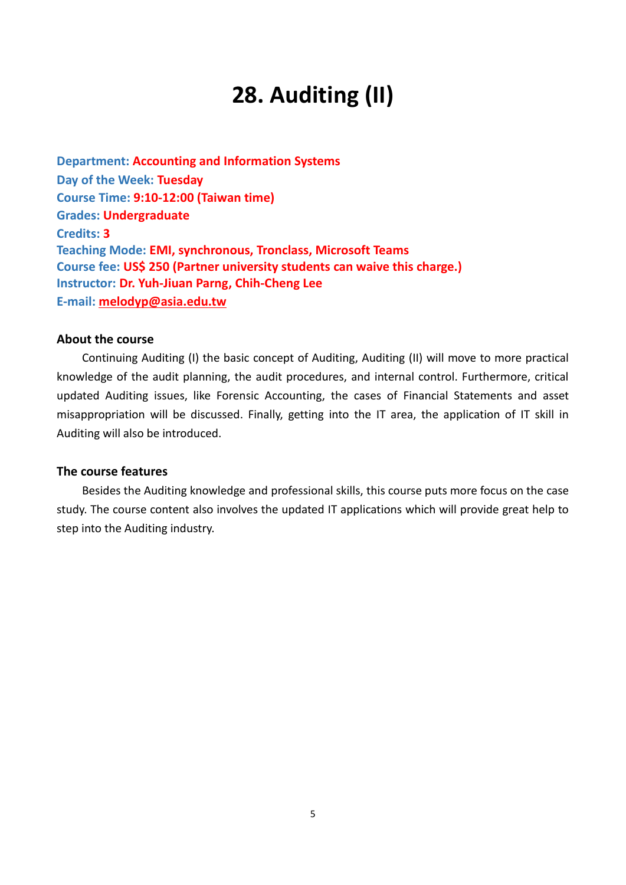# 28. Auditing (II)

**Department:** **Accounting and Information Systems**
**Day of the Week:** **Tuesday**
**Course Time:** **9:10-12:00 (Taiwan time)**
**Grades:** **Undergraduate**
**Credits:** **3**
**Teaching Mode:** **EMI, synchronous, Tronclass, Microsoft Teams**
**Course fee:** **US$ 250 (Partner university students can waive this charge.)**
**Instructor:** **Dr. Yuh-Jiuan Parng, Chih-Cheng Lee**
**E-mail:** **melodyp@asia.edu.tw**

### About the course

Continuing Auditing (I) the basic concept of Auditing, Auditing (II) will move to more practical knowledge of the audit planning, the audit procedures, and internal control. Furthermore, critical updated Auditing issues, like Forensic Accounting, the cases of Financial Statements and asset misappropriation will be discussed. Finally, getting into the IT area, the application of IT skill in Auditing will also be introduced.

### The course features

Besides the Auditing knowledge and professional skills, this course puts more focus on the case study. The course content also involves the updated IT applications which will provide great help to step into the Auditing industry.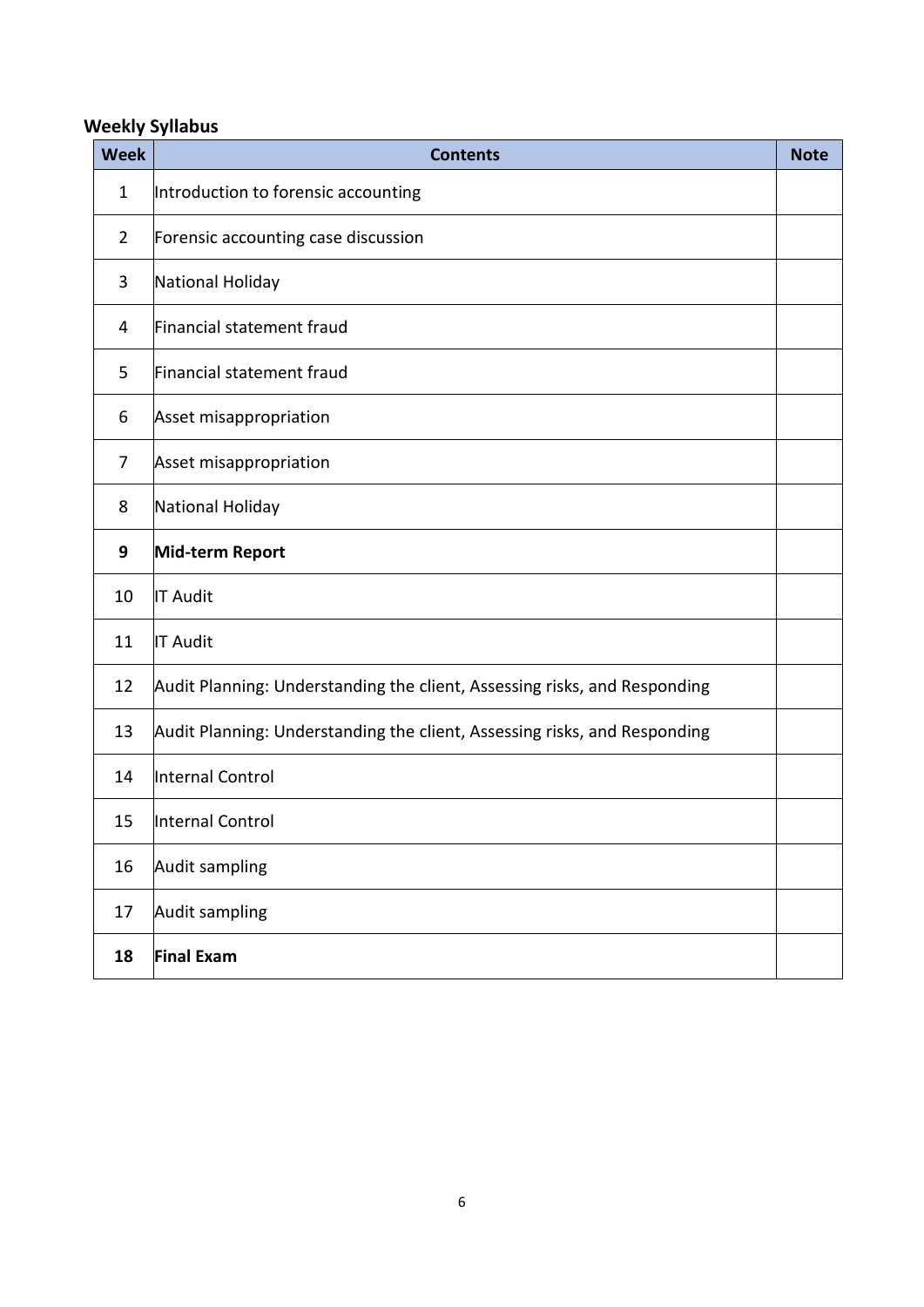**Weekly Syllabus**

| Week | Contents | Note |
|---|---|---|
| 1 | Introduction to forensic accounting | |
| 2 | Forensic accounting case discussion | |
| 3 | National Holiday | |
| 4 | Financial statement fraud | |
| 5 | Financial statement fraud | |
| 6 | Asset misappropriation | |
| 7 | Asset misappropriation | |
| 8 | National Holiday | |
| **9** | **Mid-term Report** | |
| 10 | IT Audit | |
| 11 | IT Audit | |
| 12 | Audit Planning: Understanding the client, Assessing risks, and Responding | |
| 13 | Audit Planning: Understanding the client, Assessing risks, and Responding | |
| 14 | Internal Control | |
| 15 | Internal Control | |
| 16 | Audit sampling | |
| 17 | Audit sampling | |
| **18** | **Final Exam** | |